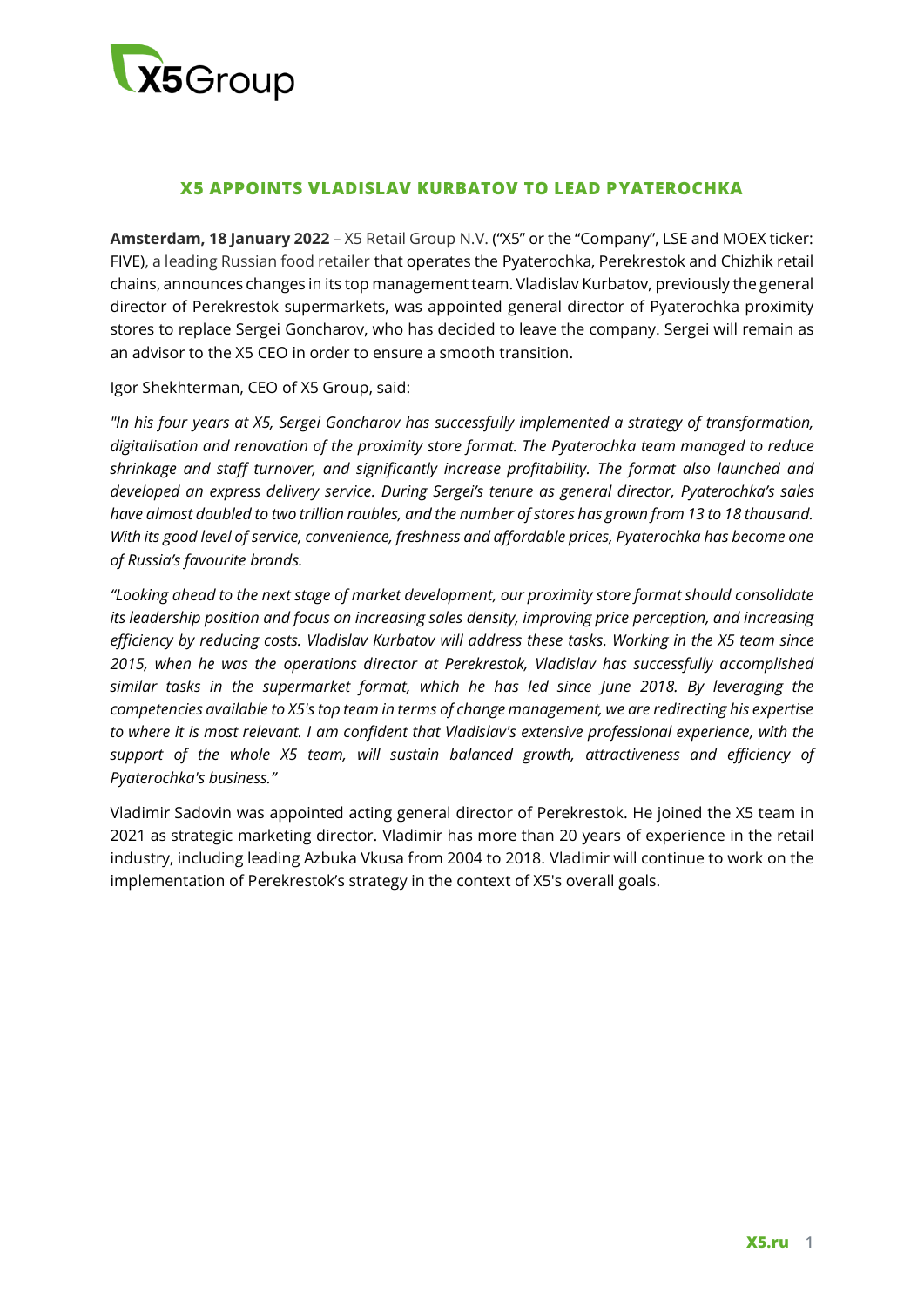# X5 APPOINTS VLADISLAV KURBATOV TO LEAD PYATEROCHKA

**Amsterdam, 18 January 2022** – X5 Retail Group N.V. ("X5" or the "Company", LSE and MOEX ticker: FIVE), a leading Russian food retailer that operates the Pyaterochka, Perekrestok and Chizhik retail chains, announces changes in its top management team. Vladislav Kurbatov, previously the general director of Perekrestok supermarkets, was appointed general director of Pyaterochka proximity stores to replace Sergei Goncharov, who has decided to leave the company. Sergei will remain as an advisor to the X5 CEO in order to ensure a smooth transition.

Igor Shekhterman, CEO of X5 Group, said:

*"In his four years at X5, Sergei Goncharov has successfully implemented a strategy of transformation, digitalisation and renovation of the proximity store format. The Pyaterochka team managed to reduce shrinkage and staff turnover, and significantly increase profitability. The format also launched and developed an express delivery service. During Sergei's tenure as general director, Pyaterochka's sales have almost doubled to two trillion roubles, and the number of stores has grown from 13 to 18 thousand. With its good level of service, convenience, freshness and affordable prices, Pyaterochka has become one of Russia's favourite brands.*

*"Looking ahead to the next stage of market development, our proximity store format should consolidate its leadership position and focus on increasing sales density, improving price perception, and increasing efficiency by reducing costs. Vladislav Kurbatov will address these tasks. Working in the X5 team since 2015, when he was the operations director at Perekrestok, Vladislav has successfully accomplished similar tasks in the supermarket format, which he has led since June 2018. By leveraging the competencies available to X5's top team in terms of change management, we are redirecting his expertise to where it is most relevant. I am confident that Vladislav's extensive professional experience, with the support of the whole X5 team, will sustain balanced growth, attractiveness and efficiency of Pyaterochka's business."*

Vladimir Sadovin was appointed acting general director of Perekrestok. He joined the X5 team in 2021 as strategic marketing director. Vladimir has more than 20 years of experience in the retail industry, including leading Azbuka Vkusa from 2004 to 2018. Vladimir will continue to work on the implementation of Perekrestok's strategy in the context of X5's overall goals.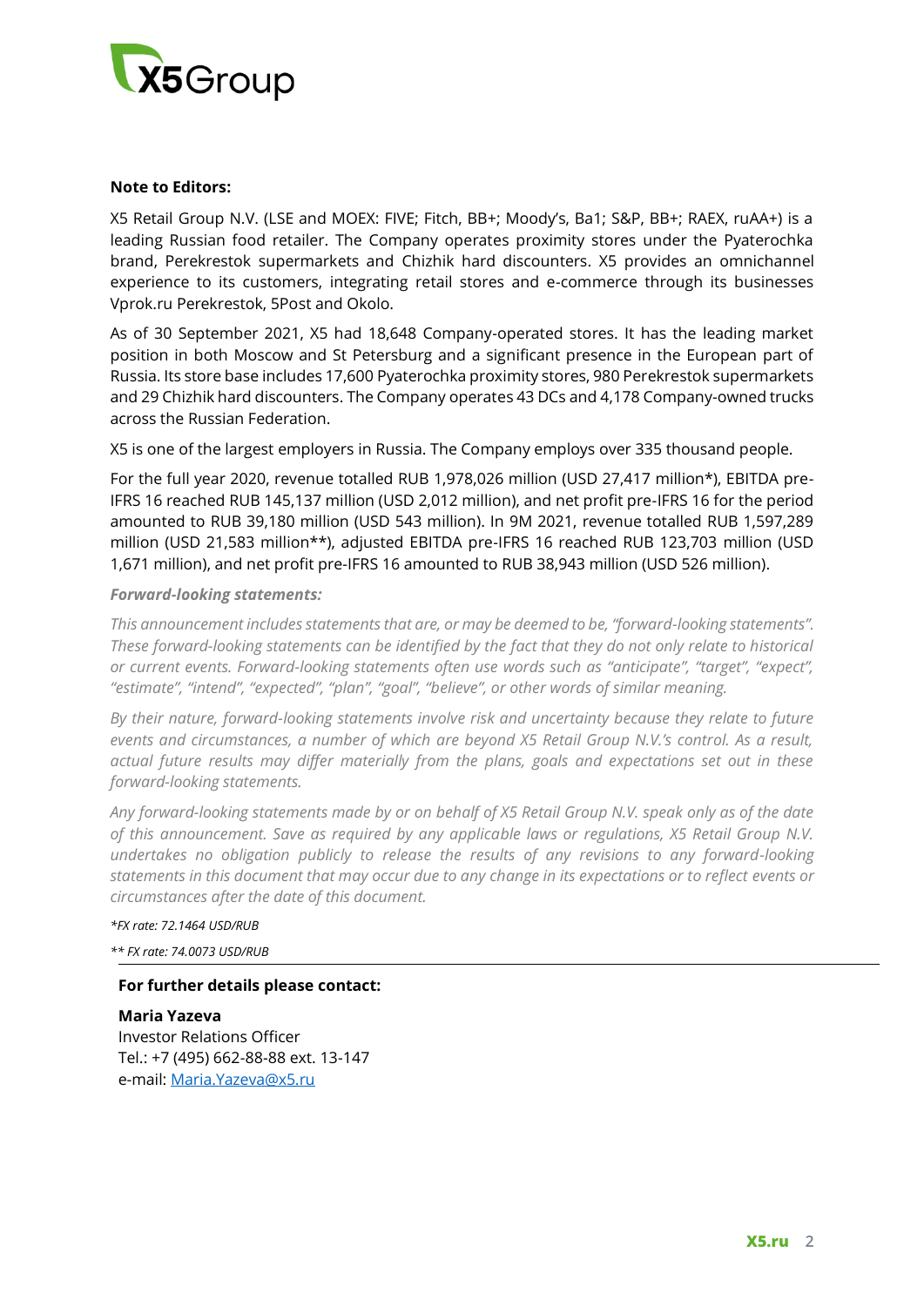**Note to Editors:**

X5 Retail Group N.V. (LSE and MOEX: FIVE; Fitch, BB+; Moody's, Ba1; S&P, BB+; RAEX, ruAA+) is a leading Russian food retailer. The Company operates proximity stores under the Pyaterochka brand, Perekrestok supermarkets and Chizhik hard discounters. X5 provides an omnichannel experience to its customers, integrating retail stores and e-commerce through its businesses Vprok.ru Perekrestok, 5Post and Okolo.

As of 30 September 2021, X5 had 18,648 Company-operated stores. It has the leading market position in both Moscow and St Petersburg and a significant presence in the European part of Russia. Its store base includes 17,600 Pyaterochka proximity stores, 980 Perekrestok supermarkets and 29 Chizhik hard discounters. The Company operates 43 DCs and 4,178 Company-owned trucks across the Russian Federation.

X5 is one of the largest employers in Russia. The Company employs over 335 thousand people.

For the full year 2020, revenue totalled RUB 1,978,026 million (USD 27,417 million*), EBITDA pre-IFRS 16 reached RUB 145,137 million (USD 2,012 million), and net profit pre-IFRS 16 for the period amounted to RUB 39,180 million (USD 543 million). In 9M 2021, revenue totalled RUB 1,597,289 million (USD 21,583 million**), adjusted EBITDA pre-IFRS 16 reached RUB 123,703 million (USD 1,671 million), and net profit pre-IFRS 16 amounted to RUB 38,943 million (USD 526 million).

***Forward-looking statements:***

*This announcement includes statements that are, or may be deemed to be, "forward-looking statements". These forward-looking statements can be identified by the fact that they do not only relate to historical or current events. Forward-looking statements often use words such as "anticipate", "target", "expect", "estimate", "intend", "expected", "plan", "goal", "believe", or other words of similar meaning.*

*By their nature, forward-looking statements involve risk and uncertainty because they relate to future events and circumstances, a number of which are beyond X5 Retail Group N.V.'s control. As a result, actual future results may differ materially from the plans, goals and expectations set out in these forward-looking statements.*

*Any forward-looking statements made by or on behalf of X5 Retail Group N.V. speak only as of the date of this announcement. Save as required by any applicable laws or regulations, X5 Retail Group N.V. undertakes no obligation publicly to release the results of any revisions to any forward-looking statements in this document that may occur due to any change in its expectations or to reflect events or circumstances after the date of this document.*

*\*FX rate: 72.1464 USD/RUB*

*\*\* FX rate: 74.0073 USD/RUB*

**For further details please contact:**

**Maria Yazeva**
Investor Relations Officer
Tel.: +7 (495) 662-88-88 ext. 13-147
e-mail: Maria.Yazeva@x5.ru